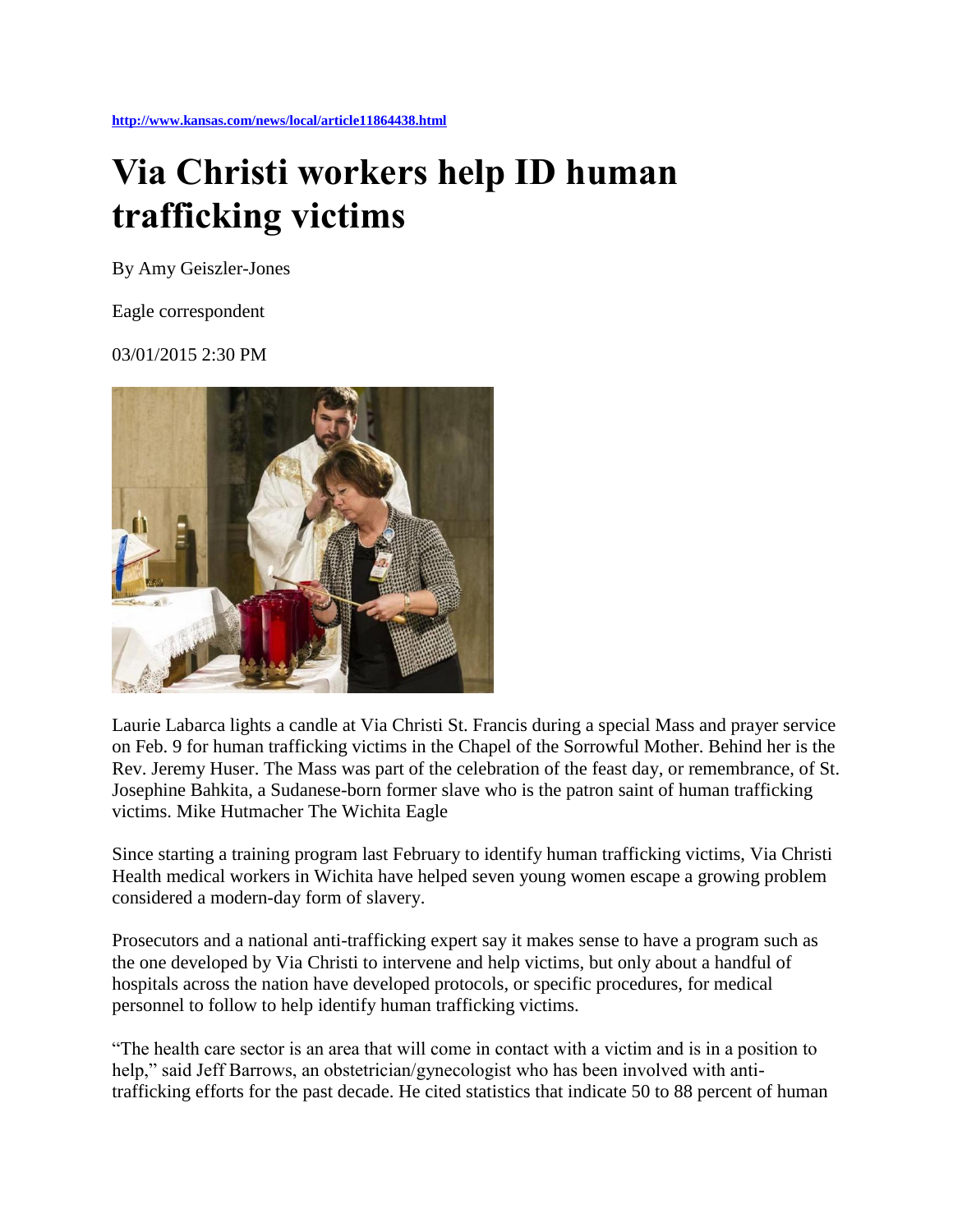http://www.kansas.com/news/local/article11864438.html

# Via Christi workers help ID human trafficking victims

By Amy Geiszler-Jones

Eagle correspondent

03/01/2015 2:30 PM

Laurie Labarca lights a candle at Via Christi St. Francis during a special Mass and prayer service on Feb. 9 for human trafficking victims in the Chapel of the Sorrowful Mother. Behind her is the Rev. Jeremy Huser. The Mass was part of the celebration of the feast day, or remembrance, of St. Josephine Bahkita, a Sudanese-born former slave who is the patron saint of human trafficking victims. Mike Hutmacher The Wichita Eagle

Since starting a training program last February to identify human trafficking victims, Via Christi Health medical workers in Wichita have helped seven young women escape a growing problem considered a modern-day form of slavery.

Prosecutors and a national anti-trafficking expert say it makes sense to have a program such as the one developed by Via Christi to intervene and help victims, but only about a handful of hospitals across the nation have developed protocols, or specific procedures, for medical personnel to follow to help identify human trafficking victims.

"The health care sector is an area that will come in contact with a victim and is in a position to help," said Jeff Barrows, an obstetrician/gynecologist who has been involved with anti-trafficking efforts for the past decade. He cited statistics that indicate 50 to 88 percent of human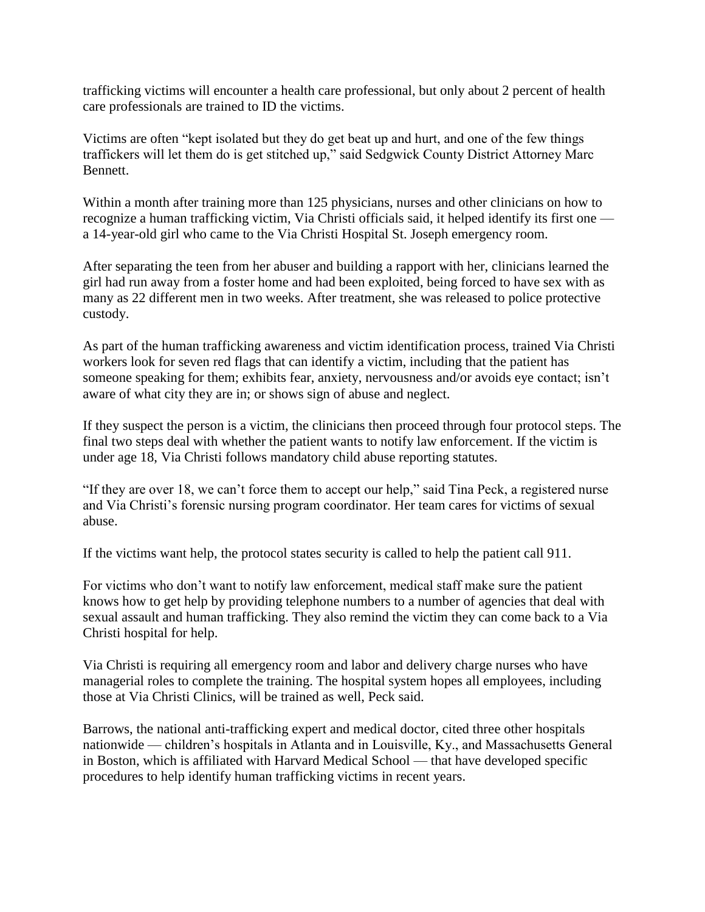trafficking victims will encounter a health care professional, but only about 2 percent of health care professionals are trained to ID the victims.

Victims are often "kept isolated but they do get beat up and hurt, and one of the few things traffickers will let them do is get stitched up," said Sedgwick County District Attorney Marc Bennett.

Within a month after training more than 125 physicians, nurses and other clinicians on how to recognize a human trafficking victim, Via Christi officials said, it helped identify its first one — a 14-year-old girl who came to the Via Christi Hospital St. Joseph emergency room.

After separating the teen from her abuser and building a rapport with her, clinicians learned the girl had run away from a foster home and had been exploited, being forced to have sex with as many as 22 different men in two weeks. After treatment, she was released to police protective custody.

As part of the human trafficking awareness and victim identification process, trained Via Christi workers look for seven red flags that can identify a victim, including that the patient has someone speaking for them; exhibits fear, anxiety, nervousness and/or avoids eye contact; isn't aware of what city they are in; or shows sign of abuse and neglect.

If they suspect the person is a victim, the clinicians then proceed through four protocol steps. The final two steps deal with whether the patient wants to notify law enforcement. If the victim is under age 18, Via Christi follows mandatory child abuse reporting statutes.

"If they are over 18, we can't force them to accept our help," said Tina Peck, a registered nurse and Via Christi's forensic nursing program coordinator. Her team cares for victims of sexual abuse.

If the victims want help, the protocol states security is called to help the patient call 911.

For victims who don't want to notify law enforcement, medical staff make sure the patient knows how to get help by providing telephone numbers to a number of agencies that deal with sexual assault and human trafficking. They also remind the victim they can come back to a Via Christi hospital for help.

Via Christi is requiring all emergency room and labor and delivery charge nurses who have managerial roles to complete the training. The hospital system hopes all employees, including those at Via Christi Clinics, will be trained as well, Peck said.

Barrows, the national anti-trafficking expert and medical doctor, cited three other hospitals nationwide — children's hospitals in Atlanta and in Louisville, Ky., and Massachusetts General in Boston, which is affiliated with Harvard Medical School — that have developed specific procedures to help identify human trafficking victims in recent years.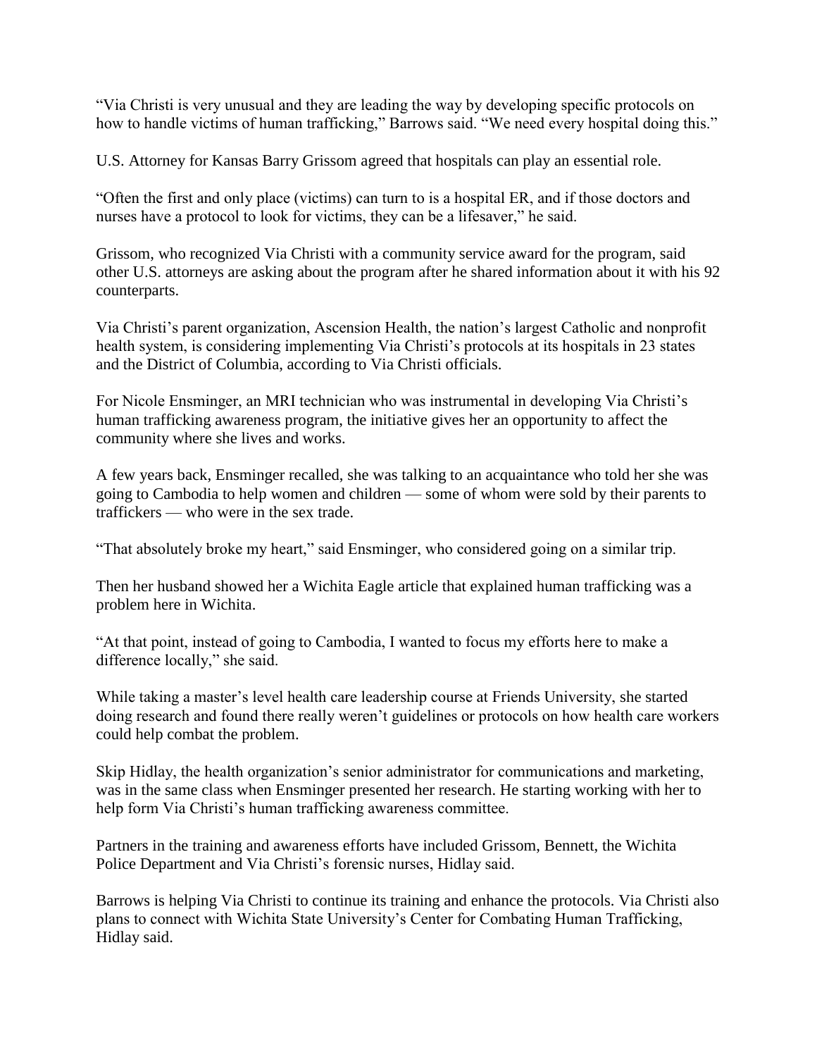"Via Christi is very unusual and they are leading the way by developing specific protocols on how to handle victims of human trafficking," Barrows said. "We need every hospital doing this."

U.S. Attorney for Kansas Barry Grissom agreed that hospitals can play an essential role.

"Often the first and only place (victims) can turn to is a hospital ER, and if those doctors and nurses have a protocol to look for victims, they can be a lifesaver," he said.

Grissom, who recognized Via Christi with a community service award for the program, said other U.S. attorneys are asking about the program after he shared information about it with his 92 counterparts.

Via Christi's parent organization, Ascension Health, the nation's largest Catholic and nonprofit health system, is considering implementing Via Christi's protocols at its hospitals in 23 states and the District of Columbia, according to Via Christi officials.

For Nicole Ensminger, an MRI technician who was instrumental in developing Via Christi's human trafficking awareness program, the initiative gives her an opportunity to affect the community where she lives and works.

A few years back, Ensminger recalled, she was talking to an acquaintance who told her she was going to Cambodia to help women and children — some of whom were sold by their parents to traffickers — who were in the sex trade.

"That absolutely broke my heart," said Ensminger, who considered going on a similar trip.

Then her husband showed her a Wichita Eagle article that explained human trafficking was a problem here in Wichita.

"At that point, instead of going to Cambodia, I wanted to focus my efforts here to make a difference locally," she said.

While taking a master's level health care leadership course at Friends University, she started doing research and found there really weren't guidelines or protocols on how health care workers could help combat the problem.

Skip Hidlay, the health organization's senior administrator for communications and marketing, was in the same class when Ensminger presented her research. He starting working with her to help form Via Christi's human trafficking awareness committee.

Partners in the training and awareness efforts have included Grissom, Bennett, the Wichita Police Department and Via Christi's forensic nurses, Hidlay said.

Barrows is helping Via Christi to continue its training and enhance the protocols. Via Christi also plans to connect with Wichita State University's Center for Combating Human Trafficking, Hidlay said.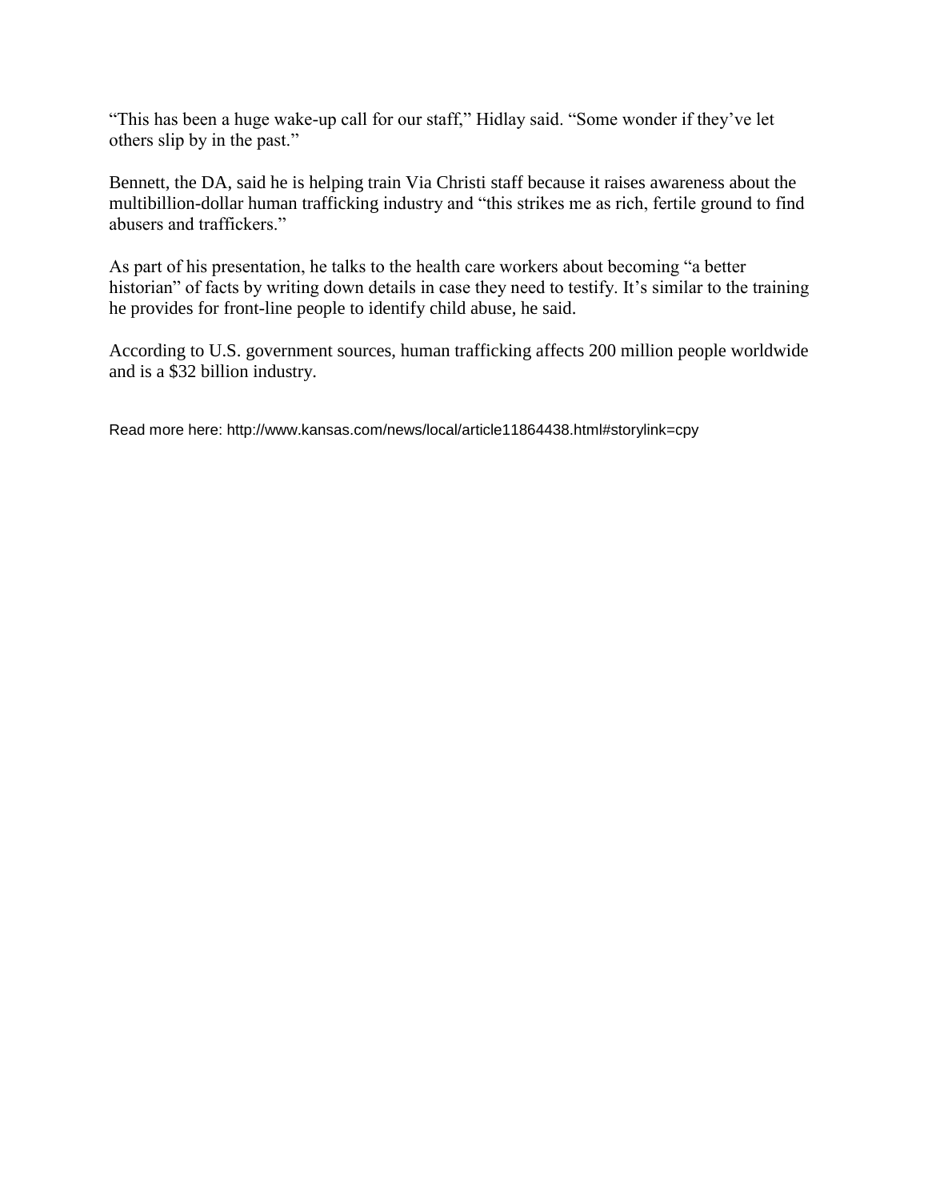"This has been a huge wake-up call for our staff," Hidlay said. "Some wonder if they've let others slip by in the past."

Bennett, the DA, said he is helping train Via Christi staff because it raises awareness about the multibillion-dollar human trafficking industry and "this strikes me as rich, fertile ground to find abusers and traffickers."

As part of his presentation, he talks to the health care workers about becoming "a better historian" of facts by writing down details in case they need to testify. It's similar to the training he provides for front-line people to identify child abuse, he said.

According to U.S. government sources, human trafficking affects 200 million people worldwide and is a $32 billion industry.

Read more here: http://www.kansas.com/news/local/article11864438.html#storylink=cpy